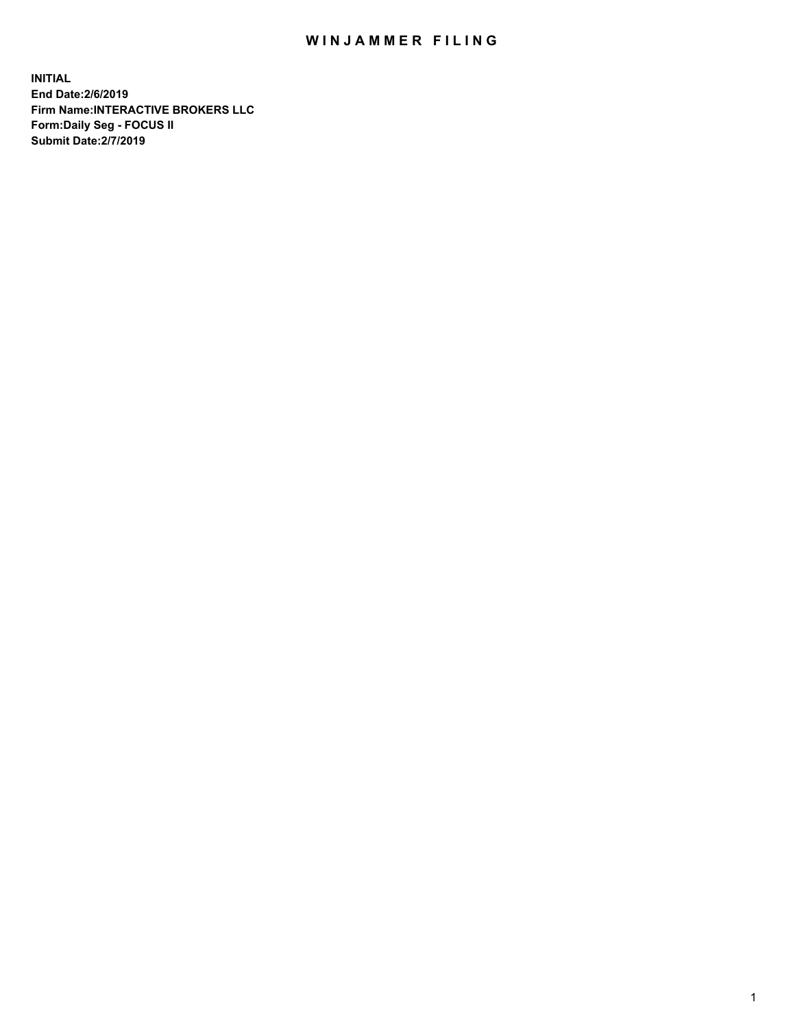# WINJAMMER FILING

**INITIAL**
**End Date:2/6/2019**
**Firm Name:INTERACTIVE BROKERS LLC**
**Form:Daily Seg - FOCUS II**
**Submit Date:2/7/2019**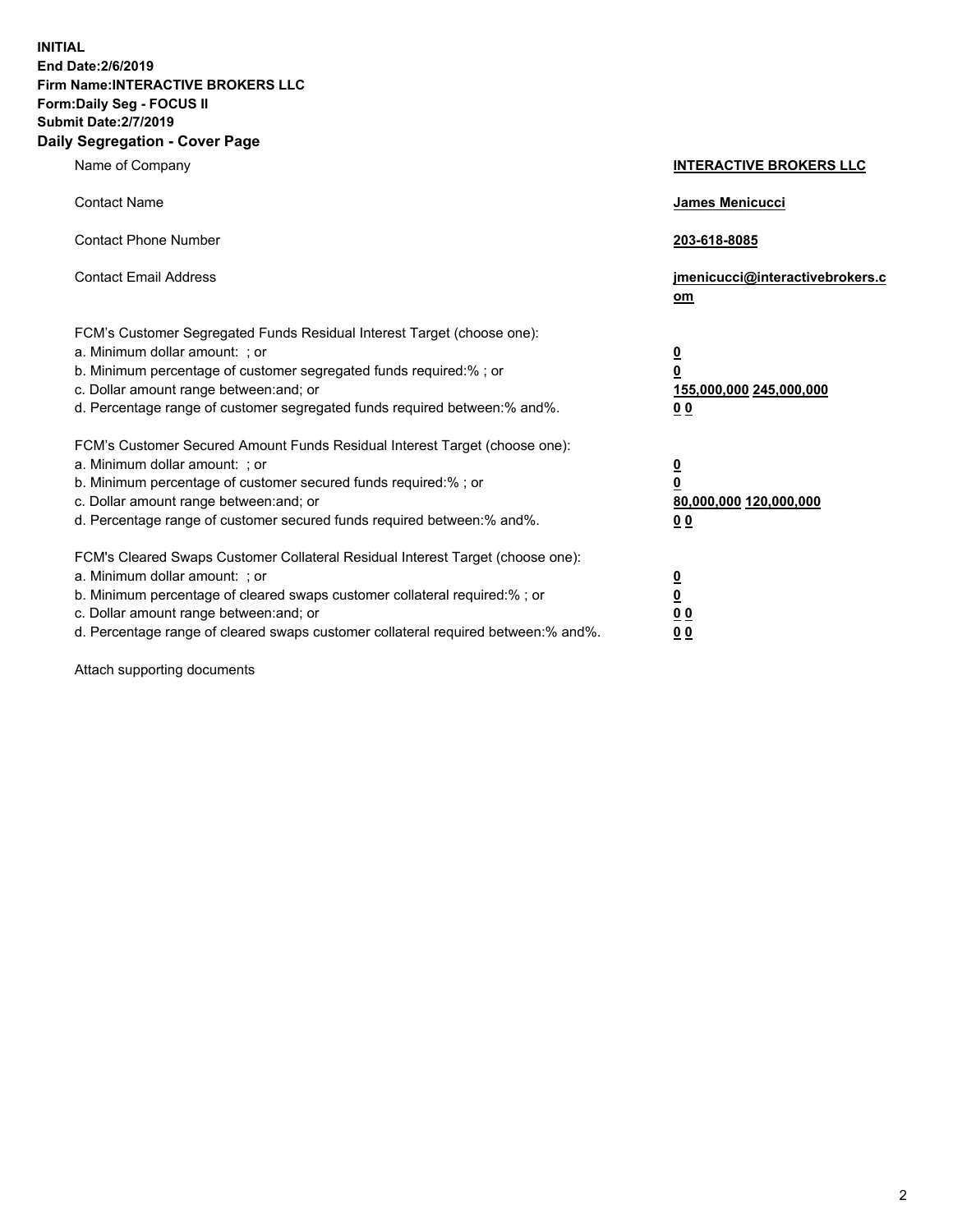**INITIAL**
**End Date:2/6/2019**
**Firm Name:INTERACTIVE BROKERS LLC**
**Form:Daily Seg - FOCUS II**
**Submit Date:2/7/2019**
**Daily Segregation - Cover Page**

| | |
|---|---|
| Name of Company | **INTERACTIVE BROKERS LLC** |
| Contact Name | **James Menicucci** |
| Contact Phone Number | **203-618-8085** |
| Contact Email Address | **jmenicucci@interactivebrokers.com** |
| FCM's Customer Segregated Funds Residual Interest Target (choose one): | |
| a. Minimum dollar amount: ; or | **0** |
| b. Minimum percentage of customer segregated funds required:% ; or | **0** |
| c. Dollar amount range between:and; or | **155,000,000 245,000,000** |
| d. Percentage range of customer segregated funds required between:% and%. | **0 0** |
| FCM's Customer Secured Amount Funds Residual Interest Target (choose one): | |
| a. Minimum dollar amount: ; or | **0** |
| b. Minimum percentage of customer secured funds required:% ; or | **0** |
| c. Dollar amount range between:and; or | **80,000,000 120,000,000** |
| d. Percentage range of customer secured funds required between:% and%. | **0 0** |
| FCM's Cleared Swaps Customer Collateral Residual Interest Target (choose one): | |
| a. Minimum dollar amount: ; or | **0** |
| b. Minimum percentage of cleared swaps customer collateral required:% ; or | **0** |
| c. Dollar amount range between:and; or | **0 0** |
| d. Percentage range of cleared swaps customer collateral required between:% and%. | **0 0** |

Attach supporting documents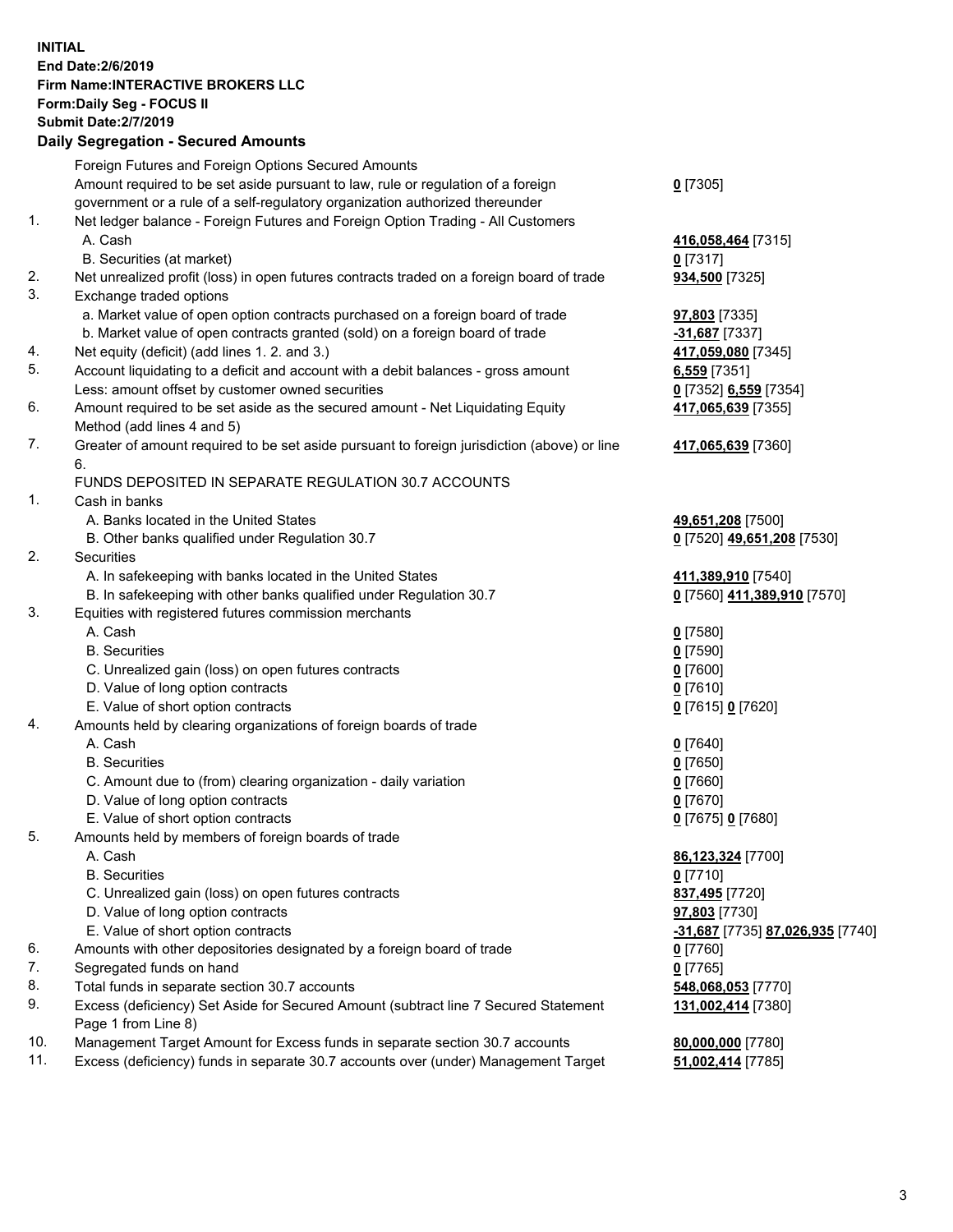**INITIAL**
**End Date:2/6/2019**
**Firm Name:INTERACTIVE BROKERS LLC**
**Form:Daily Seg - FOCUS II**
**Submit Date:2/7/2019**
**Daily Segregation - Secured Amounts**

| | | |
|---|---|---|
| | Foreign Futures and Foreign Options Secured Amounts | |
| | Amount required to be set aside pursuant to law, rule or regulation of a foreign government or a rule of a self-regulatory organization authorized thereunder | **0** [7305] |
| 1. | Net ledger balance - Foreign Futures and Foreign Option Trading - All Customers | |
| | A. Cash | **416,058,464** [7315] |
| | B. Securities (at market) | **0** [7317] |
| 2. | Net unrealized profit (loss) in open futures contracts traded on a foreign board of trade | **934,500** [7325] |
| 3. | Exchange traded options | |
| | a. Market value of open option contracts purchased on a foreign board of trade | **97,803** [7335] |
| | b. Market value of open contracts granted (sold) on a foreign board of trade | **-31,687** [7337] |
| 4. | Net equity (deficit) (add lines 1. 2. and 3.) | **417,059,080** [7345] |
| 5. | Account liquidating to a deficit and account with a debit balances - gross amount | **6,559** [7351] |
| | Less: amount offset by customer owned securities | **0** [7352] **6,559** [7354] |
| 6. | Amount required to be set aside as the secured amount - Net Liquidating Equity Method (add lines 4 and 5) | **417,065,639** [7355] |
| 7. | Greater of amount required to be set aside pursuant to foreign jurisdiction (above) or line 6. | **417,065,639** [7360] |
| | FUNDS DEPOSITED IN SEPARATE REGULATION 30.7 ACCOUNTS | |
| 1. | Cash in banks | |
| | A. Banks located in the United States | **49,651,208** [7500] |
| | B. Other banks qualified under Regulation 30.7 | **0** [7520] **49,651,208** [7530] |
| 2. | Securities | |
| | A. In safekeeping with banks located in the United States | **411,389,910** [7540] |
| | B. In safekeeping with other banks qualified under Regulation 30.7 | **0** [7560] **411,389,910** [7570] |
| 3. | Equities with registered futures commission merchants | |
| | A. Cash | **0** [7580] |
| | B. Securities | **0** [7590] |
| | C. Unrealized gain (loss) on open futures contracts | **0** [7600] |
| | D. Value of long option contracts | **0** [7610] |
| | E. Value of short option contracts | **0** [7615] **0** [7620] |
| 4. | Amounts held by clearing organizations of foreign boards of trade | |
| | A. Cash | **0** [7640] |
| | B. Securities | **0** [7650] |
| | C. Amount due to (from) clearing organization - daily variation | **0** [7660] |
| | D. Value of long option contracts | **0** [7670] |
| | E. Value of short option contracts | **0** [7675] **0** [7680] |
| 5. | Amounts held by members of foreign boards of trade | |
| | A. Cash | **86,123,324** [7700] |
| | B. Securities | **0** [7710] |
| | C. Unrealized gain (loss) on open futures contracts | **837,495** [7720] |
| | D. Value of long option contracts | **97,803** [7730] |
| | E. Value of short option contracts | **-31,687** [7735] **87,026,935** [7740] |
| 6. | Amounts with other depositories designated by a foreign board of trade | **0** [7760] |
| 7. | Segregated funds on hand | **0** [7765] |
| 8. | Total funds in separate section 30.7 accounts | **548,068,053** [7770] |
| 9. | Excess (deficiency) Set Aside for Secured Amount (subtract line 7 Secured Statement Page 1 from Line 8) | **131,002,414** [7380] |
| 10. | Management Target Amount for Excess funds in separate section 30.7 accounts | **80,000,000** [7780] |
| 11. | Excess (deficiency) funds in separate 30.7 accounts over (under) Management Target | **51,002,414** [7785] |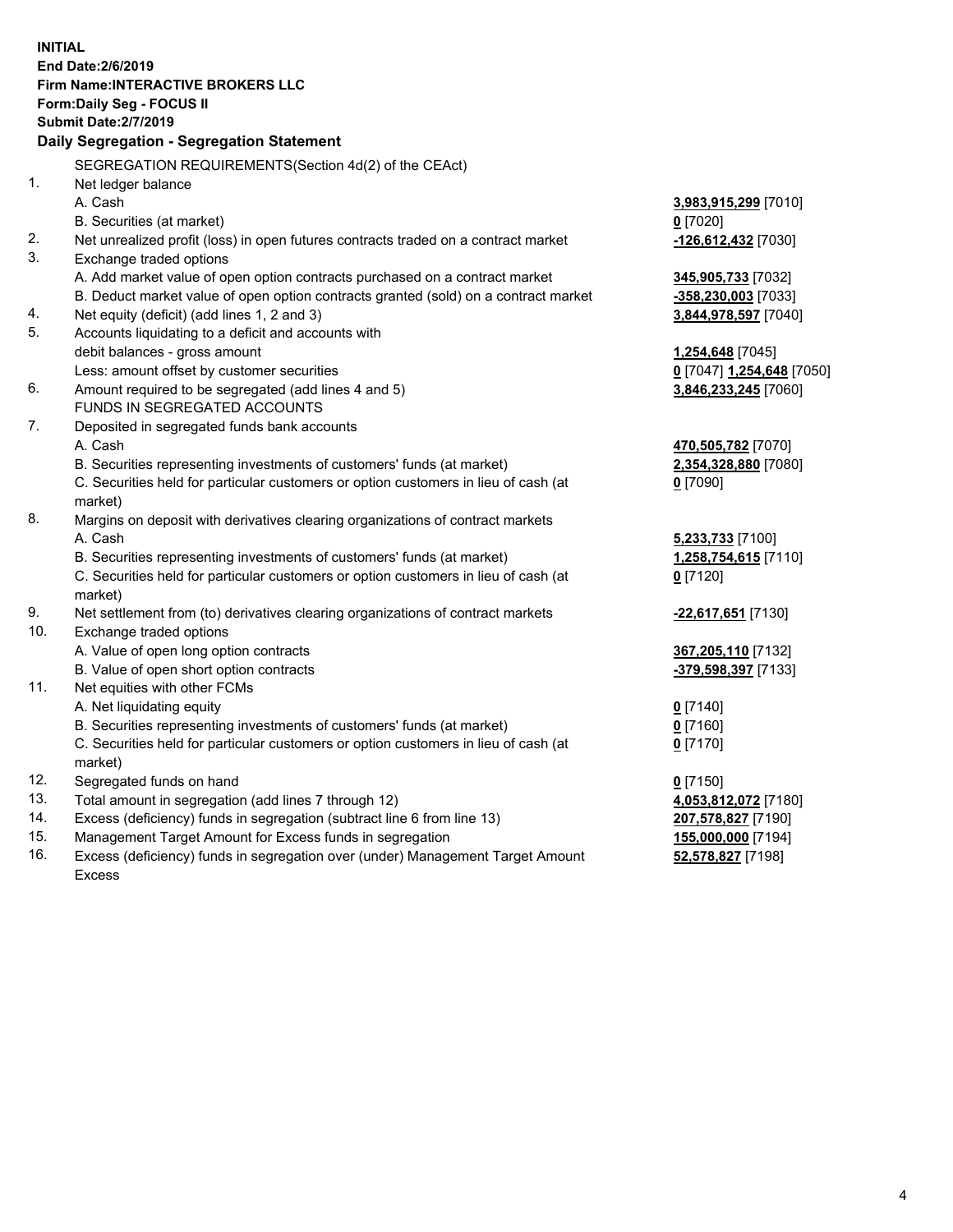**INITIAL**
**End Date:2/6/2019**
**Firm Name:INTERACTIVE BROKERS LLC**
**Form:Daily Seg - FOCUS II**
**Submit Date:2/7/2019**

## Daily Segregation - Segregation Statement

SEGREGATION REQUIREMENTS(Section 4d(2) of the CEAct)

| | | |
|---|---|---|
| 1. | Net ledger balance | |
| | A. Cash | **3,983,915,299** [7010] |
| | B. Securities (at market) | **0** [7020] |
| 2. | Net unrealized profit (loss) in open futures contracts traded on a contract market | **-126,612,432** [7030] |
| 3. | Exchange traded options | |
| | A. Add market value of open option contracts purchased on a contract market | **345,905,733** [7032] |
| | B. Deduct market value of open option contracts granted (sold) on a contract market | **-358,230,003** [7033] |
| 4. | Net equity (deficit) (add lines 1, 2 and 3) | **3,844,978,597** [7040] |
| 5. | Accounts liquidating to a deficit and accounts with | |
| | debit balances - gross amount | **1,254,648** [7045] |
| | Less: amount offset by customer securities | **0** [7047] **1,254,648** [7050] |
| 6. | Amount required to be segregated (add lines 4 and 5) | **3,846,233,245** [7060] |
| | FUNDS IN SEGREGATED ACCOUNTS | |
| 7. | Deposited in segregated funds bank accounts | |
| | A. Cash | **470,505,782** [7070] |
| | B. Securities representing investments of customers' funds (at market) | **2,354,328,880** [7080] |
| | C. Securities held for particular customers or option customers in lieu of cash (at market) | **0** [7090] |
| 8. | Margins on deposit with derivatives clearing organizations of contract markets | |
| | A. Cash | **5,233,733** [7100] |
| | B. Securities representing investments of customers' funds (at market) | **1,258,754,615** [7110] |
| | C. Securities held for particular customers or option customers in lieu of cash (at market) | **0** [7120] |
| 9. | Net settlement from (to) derivatives clearing organizations of contract markets | **-22,617,651** [7130] |
| 10. | Exchange traded options | |
| | A. Value of open long option contracts | **367,205,110** [7132] |
| | B. Value of open short option contracts | **-379,598,397** [7133] |
| 11. | Net equities with other FCMs | |
| | A. Net liquidating equity | **0** [7140] |
| | B. Securities representing investments of customers' funds (at market) | **0** [7160] |
| | C. Securities held for particular customers or option customers in lieu of cash (at market) | **0** [7170] |
| 12. | Segregated funds on hand | **0** [7150] |
| 13. | Total amount in segregation (add lines 7 through 12) | **4,053,812,072** [7180] |
| 14. | Excess (deficiency) funds in segregation (subtract line 6 from line 13) | **207,578,827** [7190] |
| 15. | Management Target Amount for Excess funds in segregation | **155,000,000** [7194] |
| 16. | Excess (deficiency) funds in segregation over (under) Management Target Amount Excess | **52,578,827** [7198] |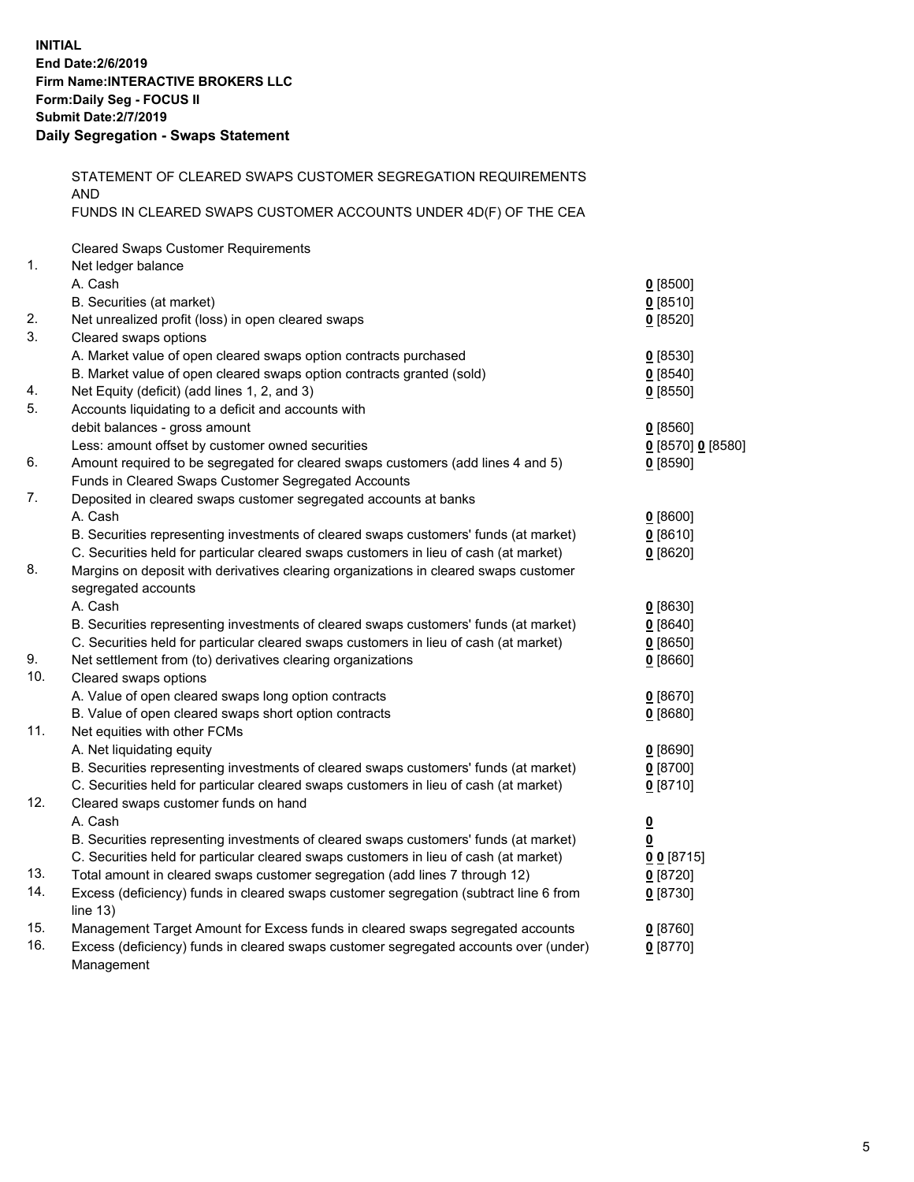**INITIAL**
**End Date:2/6/2019**
**Firm Name:INTERACTIVE BROKERS LLC**
**Form:Daily Seg - FOCUS II**
**Submit Date:2/7/2019**
**Daily Segregation - Swaps Statement**

STATEMENT OF CLEARED SWAPS CUSTOMER SEGREGATION REQUIREMENTS AND FUNDS IN CLEARED SWAPS CUSTOMER ACCOUNTS UNDER 4D(F) OF THE CEA

| | | |
|---|---|---|
| | Cleared Swaps Customer Requirements | |
| 1. | Net ledger balance | |
| | A. Cash | 0 [8500] |
| | B. Securities (at market) | 0 [8510] |
| 2. | Net unrealized profit (loss) in open cleared swaps | 0 [8520] |
| 3. | Cleared swaps options | |
| | A. Market value of open cleared swaps option contracts purchased | 0 [8530] |
| | B. Market value of open cleared swaps option contracts granted (sold) | 0 [8540] |
| 4. | Net Equity (deficit) (add lines 1, 2, and 3) | 0 [8550] |
| 5. | Accounts liquidating to a deficit and accounts with debit balances - gross amount | 0 [8560] |
| | Less: amount offset by customer owned securities | 0 [8570] 0 [8580] |
| 6. | Amount required to be segregated for cleared swaps customers (add lines 4 and 5) | 0 [8590] |
| | Funds in Cleared Swaps Customer Segregated Accounts | |
| 7. | Deposited in cleared swaps customer segregated accounts at banks | |
| | A. Cash | 0 [8600] |
| | B. Securities representing investments of cleared swaps customers' funds (at market) | 0 [8610] |
| | C. Securities held for particular cleared swaps customers in lieu of cash (at market) | 0 [8620] |
| 8. | Margins on deposit with derivatives clearing organizations in cleared swaps customer segregated accounts | |
| | A. Cash | 0 [8630] |
| | B. Securities representing investments of cleared swaps customers' funds (at market) | 0 [8640] |
| | C. Securities held for particular cleared swaps customers in lieu of cash (at market) | 0 [8650] |
| 9. | Net settlement from (to) derivatives clearing organizations | 0 [8660] |
| 10. | Cleared swaps options | |
| | A. Value of open cleared swaps long option contracts | 0 [8670] |
| | B. Value of open cleared swaps short option contracts | 0 [8680] |
| 11. | Net equities with other FCMs | |
| | A. Net liquidating equity | 0 [8690] |
| | B. Securities representing investments of cleared swaps customers' funds (at market) | 0 [8700] |
| | C. Securities held for particular cleared swaps customers in lieu of cash (at market) | 0 [8710] |
| 12. | Cleared swaps customer funds on hand | |
| | A. Cash | 0 |
| | B. Securities representing investments of cleared swaps customers' funds (at market) | 0 |
| | C. Securities held for particular cleared swaps customers in lieu of cash (at market) | 0 0 [8715] |
| 13. | Total amount in cleared swaps customer segregation (add lines 7 through 12) | 0 [8720] |
| 14. | Excess (deficiency) funds in cleared swaps customer segregation (subtract line 6 from line 13) | 0 [8730] |
| 15. | Management Target Amount for Excess funds in cleared swaps segregated accounts | 0 [8760] |
| 16. | Excess (deficiency) funds in cleared swaps customer segregated accounts over (under) Management | 0 [8770] |